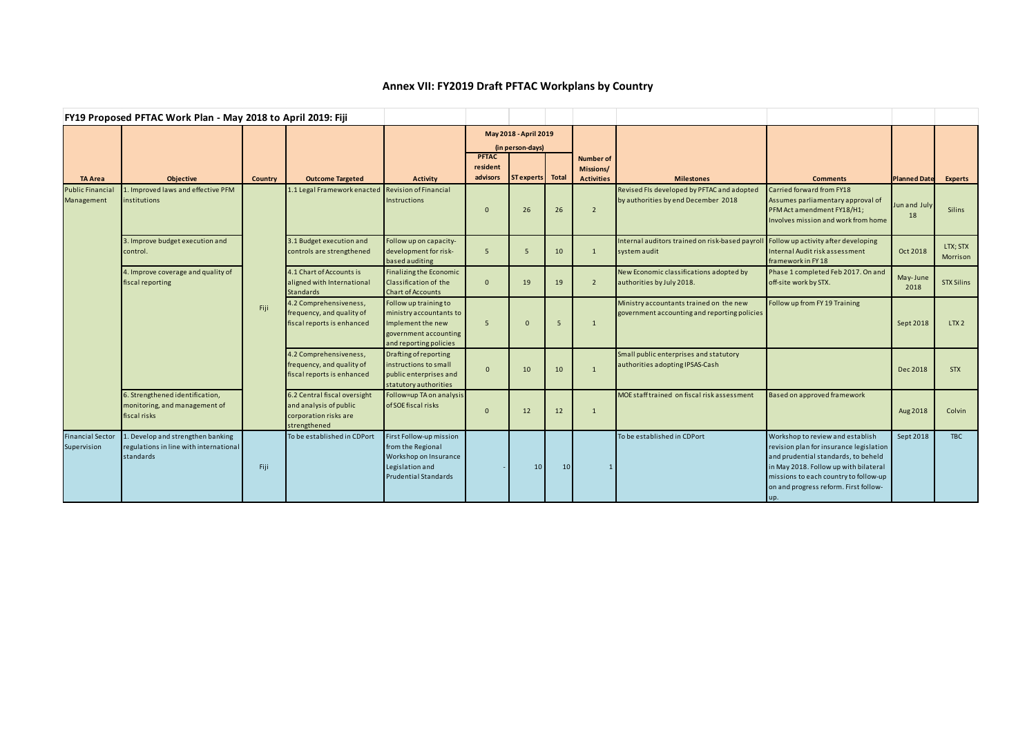# Annex VII: FY2019 Draft PFTAC Workplans by Country

**FY19 Proposed PFTAC Work Plan - May 2018 to April 2019: Fiji**

| TA Area | Objective | Country | Outcome Targeted | Activity | May 2018 - April 2019 (in person-days) PFTAC resident advisors | ST experts | Total | Number of Missions/ Activities | Milestones | Comments | Planned Date | Experts |
|---|---|---|---|---|---|---|---|---|---|---|---|---|
| Public Financial Management | 1. Improved laws and effective PFM institutions | Fiji | 1.1 Legal Framework enacted | Revision of Financial Instructions | 0 | 26 | 26 | 2 | Revised FIs developed by PFTAC and adopted by authorities by end December 2018 | Carried forward from FY18 Assumes parliamentary approval of PFM Act amendment FY18/H1; Involves mission and work from home | Jun and July 18 | Silins |
| | 3. Improve budget execution and control. | | 3.1 Budget execution and controls are strengthened | Follow up on capacity-development for risk-based auditing | 5 | 5 | 10 | 1 | Internal auditors trained on risk-based payroll system audit | Follow up activity after developing Internal Audit risk assessment framework in FY 18 | Oct 2018 | LTX; STX Morrison |
| | 4. Improve coverage and quality of fiscal reporting | | 4.1 Chart of Accounts is aligned with International Standards | Finalizing the Economic Classification of the Chart of Accounts | 0 | 19 | 19 | 2 | New Economic classifications adopted by authorities by July 2018. | Phase 1 completed Feb 2017. On and off-site work by STX. | May-June 2018 | STX Silins |
| | | | 4.2 Comprehensiveness, frequency, and quality of fiscal reports is enhanced | Follow up training to ministry accountants to Implement the new government accounting and reporting policies | 5 | 0 | 5 | 1 | Ministry accountants trained on the new government accounting and reporting policies | Follow up from FY 19 Training | Sept 2018 | LTX 2 |
| | | | 4.2 Comprehensiveness, frequency, and quality of fiscal reports is enhanced | Drafting of reporting instructions to small public enterprises and statutory authorities | 0 | 10 | 10 | 1 | Small public enterprises and statutory authorities adopting IPSAS-Cash | | Dec 2018 | STX |
| | 6. Strengthened identification, monitoring, and management of fiscal risks | | 6.2 Central fiscal oversight and analysis of public corporation risks are strengthened | Follow=up TA on analysis of SOE fiscal risks | 0 | 12 | 12 | 1 | MOE staff trained on fiscal risk assessment | Based on approved framework | Aug 2018 | Colvin |
| Financial Sector Supervision | 1. Develop and strengthen banking regulations in line with international standards | Fiji | To be established in CDPort | First Follow-up mission from the Regional Workshop on Insurance Legislation and Prudential Standards | - | 10 | 10 | 1 | To be established in CDPort | Workshop to review and establish revision plan for insurance legislation and prudential standards, to beheld in May 2018. Follow up with bilateral missions to each country to follow-up on and progress reform. First follow-up. | Sept 2018 | TBC |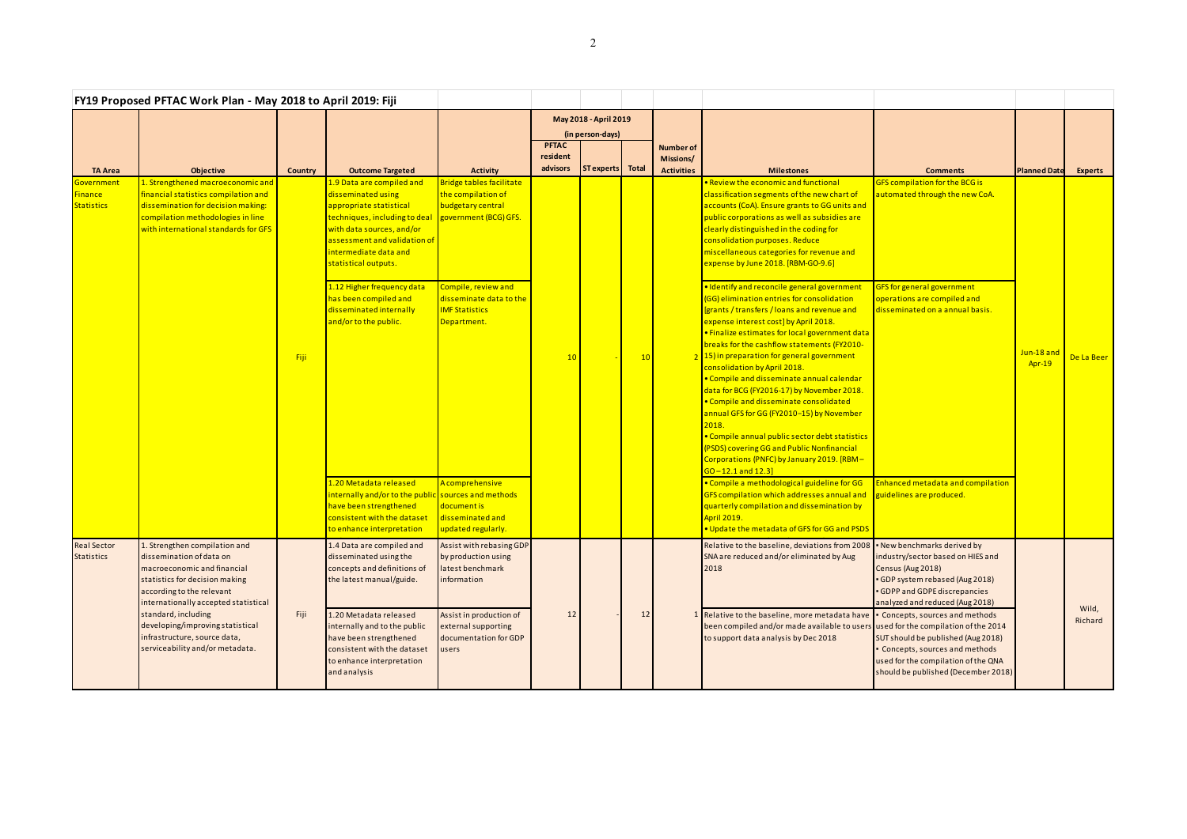## FY19 Proposed PFTAC Work Plan - May 2018 to April 2019: Fiji

| TA Area | Objective | Country | Outcome Targeted | Activity | May 2018 - April 2019 (in person-days) PFTAC resident advisors | ST experts | Total | Number of Missions/ Activities | Milestones | Comments | Planned Date | Experts |
|---|---|---|---|---|---|---|---|---|---|---|---|---|
| Government Finance Statistics | 1. Strengthened macroeconomic and financial statistics compilation and dissemination for decision making: compilation methodologies in line with international standards for GFS | Fiji | 1.9 Data are compiled and disseminated using appropriate statistical techniques, including to deal with data sources, and/or assessment and validation of intermediate data and statistical outputs. | Bridge tables facilitate the compilation of budgetary central government (BCG) GFS. | 10 | - | 10 | 2 | • Review the economic and functional classification segments of the new chart of accounts (CoA). Ensure grants to GG units and public corporations as well as subsidies are clearly distinguished in the coding for consolidation purposes. Reduce miscellaneous categories for revenue and expense by June 2018. [RBM-GO-9.6] | GFS compilation for the BCG is automated through the new CoA. | Jun-18 and Apr-19 | De La Beer |
| | | | 1.12 Higher frequency data has been compiled and disseminated internally and/or to the public. | Compile, review and disseminate data to the IMF Statistics Department. | | | | | • Identify and reconcile general government (GG) elimination entries for consolidation [grants / transfers / loans and revenue and expense interest cost] by April 2018.<br>• Finalize estimates for local government data breaks for the cashflow statements (FY2010-15) in preparation for general government consolidation by April 2018.<br>• Compile and disseminate annual calendar data for BCG (FY2016-17) by November 2018.<br>• Compile and disseminate consolidated annual GFS for GG (FY2010–15) by November 2018.<br>• Compile annual public sector debt statistics (PSDS) covering GG and Public Nonfinancial Corporations (PNFC) by January 2019. [RBM – GO – 12.1 and 12.3] | GFS for general government operations are compiled and disseminated on a annual basis. | | |
| | | | 1.20 Metadata released internally and/or to the public have been strengthened consistent with the dataset to enhance interpretation | A comprehensive sources and methods document is disseminated and updated regularly. | | | | | • Compile a methodological guideline for GG GFS compilation which addresses annual and quarterly compilation and dissemination by April 2019.<br>• Update the metadata of GFS for GG and PSDS | Enhanced metadata and compilation guidelines are produced. | | |
| Real Sector Statistics | 1. Strengthen compilation and dissemination of data on macroeconomic and financial statistics for decision making according to the relevant internationally accepted statistical standard, including developing/improving statistical infrastructure, source data, serviceability and/or metadata. | Fiji | 1.4 Data are compiled and disseminated using the concepts and definitions of the latest manual/guide. | Assist with rebasing GDP by production using latest benchmark information | 12 | - | 12 | 1 | Relative to the baseline, deviations from 2008 SNA are reduced and/or eliminated by Aug 2018 | • New benchmarks derived by industry/sector based on HIES and Census (Aug 2018)<br>• GDP system rebased (Aug 2018)<br>• GDPP and GDPE discrepancies analyzed and reduced (Aug 2018) | | Wild, Richard |
| | | | 1.20 Metadata released internally and to the public have been strengthened consistent with the dataset to enhance interpretation and analysis | Assist in production of external supporting documentation for GDP users | | | | | Relative to the baseline, more metadata have been compiled and/or made available to users to support data analysis by Dec 2018 | • Concepts, sources and methods used for the compilation of the 2014 SUT should be published (Aug 2018)<br>• Concepts, sources and methods used for the compilation of the QNA should be published (December 2018) | | |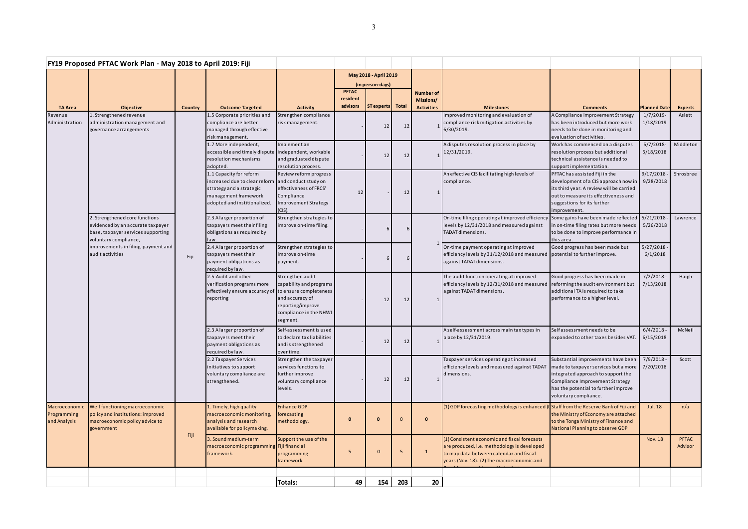## FY19 Proposed PFTAC Work Plan - May 2018 to April 2019: Fiji

| TA Area | Objective | Country | Outcome Targeted | Activity | May 2018 - April 2019 (in person-days) PFTAC resident advisors | ST experts | Total | Number of Missions/ Activities | Milestones | Comments | Planned Date | Experts |
|---|---|---|---|---|---|---|---|---|---|---|---|---|
| Revenue Administration | 1. Strengthened revenue administration management and governance arrangements | Fiji | 1.5 Corporate priorities and compliance are better managed through effective risk management. | Strengthen compliance risk management. | - | 12 | 12 | 1 | Improved monitoring and evaluation of compliance risk mitigation activities by 6/30/2019. | A Compliance Improvement Strategy has been introduced but more work needs to be done in monitoring and evaluation of activities. | 1/7/2019-1/18/2019 | Aslett |
| | | | 1.7 More independent, accessible and timely dispute resolution mechanisms adopted. | Implement an independent, workable and graduated dispute resolution process. | - | 12 | 12 | 1 | A disputes resolution process in place by 12/31/2019. | Work has commenced on a disputes resolution process but additional technical assistance is needed to support implementation. | 5/7/2018-5/18/2018 | Middleton |
| | | | 1.1 Capacity for reform increased due to clear reform strategy and a strategic management framework adopted and institutionalized. | Review reform progress and conduct study on effectiveness of FRCS' Compliance Improvement Strategy (CIS). | 12 | - | 12 | 1 | An effective CIS facilitating high levels of compliance. | PFTAC has assisted Fiji in the development of a CIS approach now in its third year. A review will be carried out to measure its effectiveness and suggestions for its further improvement. | 9/17/2018 - 9/28/2018 | Shrosbree |
| | 2. Strengthened core functions evidenced by an accurate taxpayer base, taxpayer services supporting voluntary compliance, improvements in filing, payment and audit activities | | 2.3 A larger proportion of taxpayers meet their filing obligations as required by law. | Strengthen strategies to improve on-time filing. | - | 6 | 6 | 1 | On-time filing operating at improved efficiency levels by 12/31/2018 and measured against TADAT dimensions. | Some gains have been made reflected in on-time filing rates but more needs to be done to improve performance in this area. | 5/21/2018 - 5/26/2018 | Lawrence |
| | | | 2.4 A larger proportion of taxpayers meet their payment obligations as required by law. | Strengthen strategies to improve on-time payment. | - | 6 | 6 | | On-time payment operating at improved efficiency levels by 31/12/2018 and measured against TADAT dimensions. | Good progress has been made but potential to further improve. | 5/27/2018 - 6/1/2018 | |
| | | | 2.5. Audit and other verification programs more effectively ensure accuracy of reporting | Strengthen audit capability and programs to ensure completeness and accuracy of reporting/improve compliance in the NHWI segment. | - | 12 | 12 | 1 | The audit function operating at improved efficiency levels by 12/31/2018 and measured against TADAT dimensions. | Good progress has been made in reforming the audit environment but additional TA is required to take performance to a higher level. | 7/2/2018 - 7/13/2018 | Haigh |
| | | | 2.3 A larger proportion of taxpayers meet their payment obligations as required by law. | Self-assessment is used to declare tax liabilities and is strengthened over time. | - | 12 | 12 | 1 | A self-assessment across main tax types in place by 12/31/2019. | Self assessment needs to be expanded to other taxes besides VAT. | 6/4/2018 - 6/15/2018 | McNeil |
| | | | 2.2 Taxpayer Services initiatives to support voluntary compliance are strengthened. | Strengthen the taxpayer services functions to further improve voluntary compliance levels. | - | 12 | 12 | 1 | Taxpayer services operating at increased efficiency levels and measured against TADAT dimensions. | Substantial improvements have been made to taxpayer services but a more integrated approach to support the Compliance Improvement Strategy has the potential to further improve voluntary compliance. | 7/9/2018 - 7/20/2018 | Scott |
| Macroeconomic Programming and Analysis | Well functioning macroeconomic policy and institutions: improved macroeconomic policy advice to government | Fiji | 1. Timely, high quality macroeconomic monitoring, analysis and research available for policymaking. | Enhance GDP forecasting methodology. | 0 | 0 | 0 | 0 | (1) GDP forecasting methodology is enhanced ( | Staff from the Reserve Bank of Fiji and the Ministry of Economy are attached to the Tonga Ministry of Finance and National Planning to observe GDP | Jul. 18 | n/a |
| | | | 3. Sound medium-term macroeconomic programming framework. | Support the use of the Fiji financial programming framework. | 5 | 0 | 5 | 1 | (1) Consistent economic and fiscal forecasts are produced, i.e. methodology is developed to map data between calendar and fiscal years (Nov. 18). (2) The macroeconomic and | | Nov. 18 | PFTAC Advisor |
| | | | | **Totals:** | **49** | **154** | **203** | **20** | | | | |